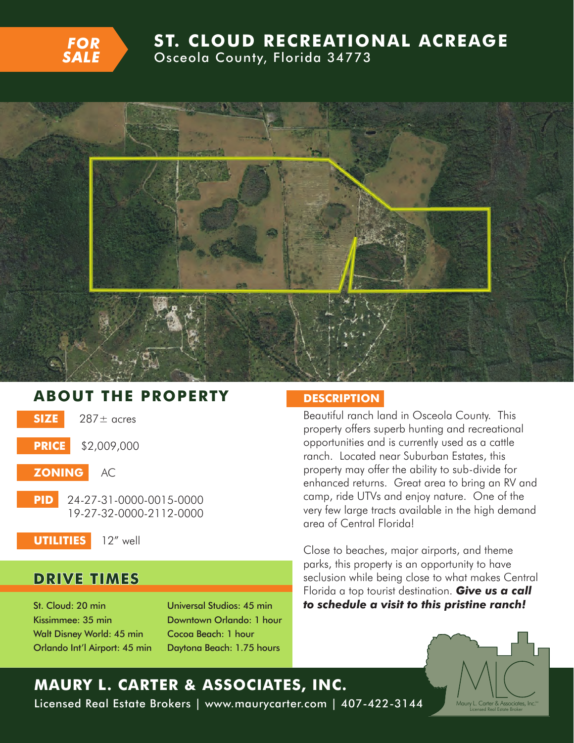**FOR SALE**

# ST. CLOUD RECREATIONAL ACREAGE

Osceola County, Florida 34773

## ABOUT THE PROPERTY

**SIZE** 287± acres

**PRICE** $2,009,000

**ZONING** AC

**PID** 24-27-31-0000-0015-0000
19-27-32-0000-2112-0000

**UTILITIES** 12" well

## DRIVE TIMES

St. Cloud: 20 min
Kissimmee: 35 min
Walt Disney World: 45 min
Orlando Int'l Airport: 45 min
Universal Studios: 45 min
Downtown Orlando: 1 hour
Cocoa Beach: 1 hour
Daytona Beach: 1.75 hours

## DESCRIPTION

Beautiful ranch land in Osceola County. This property offers superb hunting and recreational opportunities and is currently used as a cattle ranch. Located near Suburban Estates, this property may offer the ability to sub-divide for enhanced returns. Great area to bring an RV and camp, ride UTVs and enjoy nature. One of the very few large tracts available in the high demand area of Central Florida!

Close to beaches, major airports, and theme parks, this property is an opportunity to have seclusion while being close to what makes Central Florida a top tourist destination. ***Give us a call to schedule a visit to this pristine ranch!***

**MAURY L. CARTER & ASSOCIATES, INC.**

Licensed Real Estate Brokers | www.maurycarter.com | 407-422-3144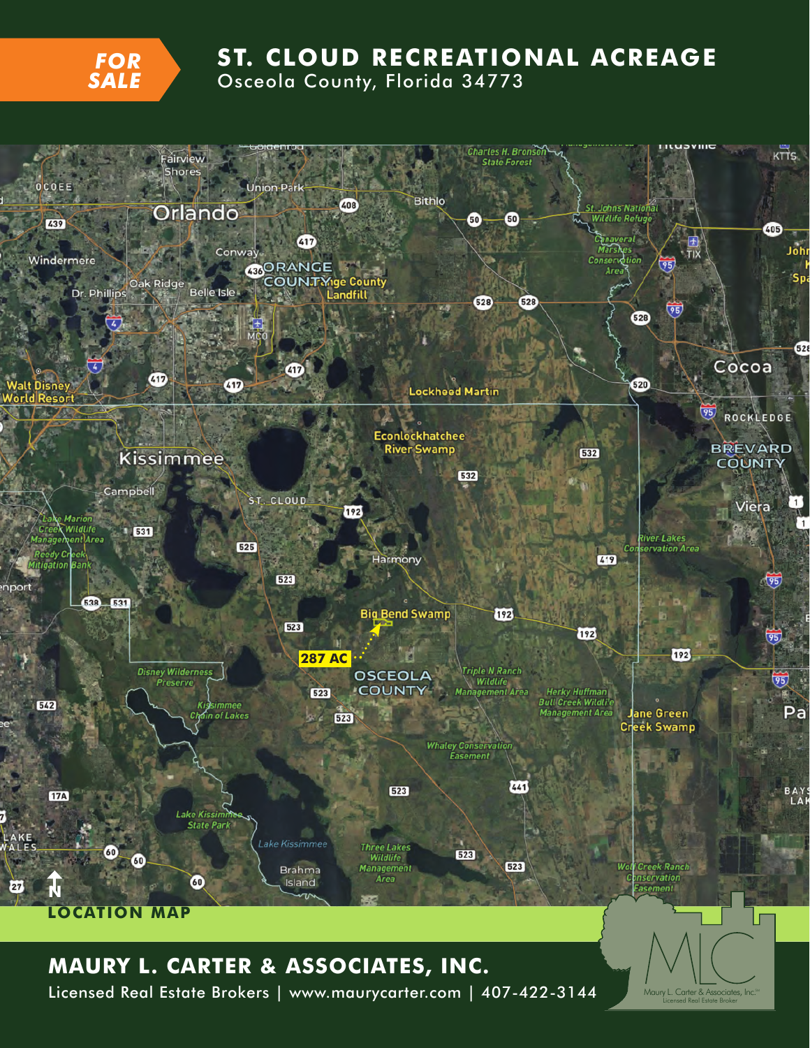**FOR SALE**

# ST. CLOUD RECREATIONAL ACREAGE

Osceola County, Florida 34773

287 AC

LOCATION MAP

## MAURY L. CARTER & ASSOCIATES, INC.

Licensed Real Estate Brokers | www.maurycarter.com | 407-422-3144